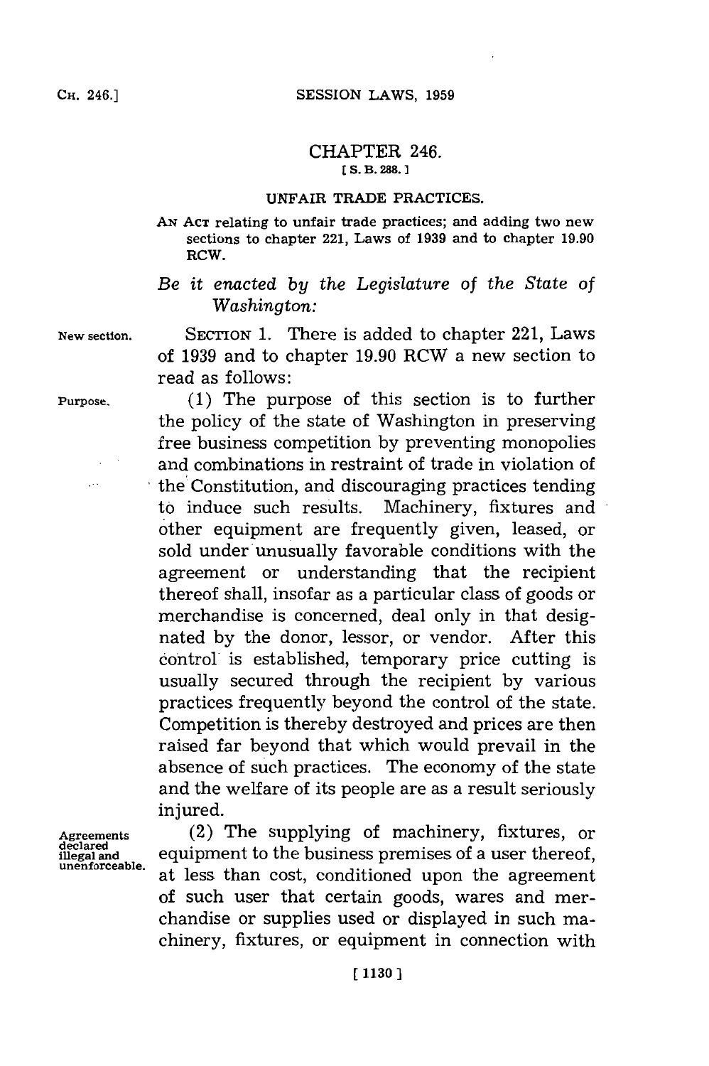# CHAPTER 246.

[S. B. 288.]

## UNFAIR TRADE PRACTICES.

AN ACT relating to unfair trade practices; and adding two new sections to chapter 221, Laws of 1939 and to chapter 19.90 RCW.

*Be it enacted by the Legislature of the State of Washington:*

New section. SECTION 1. There is added to chapter 221, Laws of 1939 and to chapter 19.90 RCW a new section to read as follows:

Purpose. (1) The purpose of this section is to further the policy of the state of Washington in preserving free business competition by preventing monopolies and combinations in restraint of trade in violation of the Constitution, and discouraging practices tending to induce such results. Machinery, fixtures and other equipment are frequently given, leased, or sold under unusually favorable conditions with the agreement or understanding that the recipient thereof shall, insofar as a particular class of goods or merchandise is concerned, deal only in that designated by the donor, lessor, or vendor. After this control is established, temporary price cutting is usually secured through the recipient by various practices frequently beyond the control of the state. Competition is thereby destroyed and prices are then raised far beyond that which would prevail in the absence of such practices. The economy of the state and the welfare of its people are as a result seriously injured.

Agreements declared illegal and unenforceable. (2) The supplying of machinery, fixtures, or equipment to the business premises of a user thereof, at less than cost, conditioned upon the agreement of such user that certain goods, wares and merchandise or supplies used or displayed in such machinery, fixtures, or equipment in connection with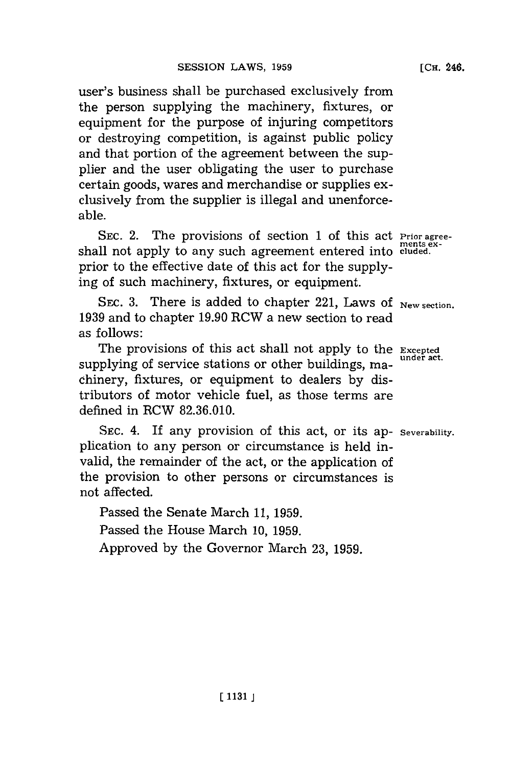user's business shall be purchased exclusively from the person supplying the machinery, fixtures, or equipment for the purpose of injuring competitors or destroying competition, is against public policy and that portion of the agreement between the supplier and the user obligating the user to purchase certain goods, wares and merchandise or supplies exclusively from the supplier is illegal and unenforceable.

SEC. 2. The provisions of section 1 of this act shall not apply to any such agreement entered into prior to the effective date of this act for the supplying of such machinery, fixtures, or equipment.

*Prior agreements excluded.*

SEC. 3. There is added to chapter 221, Laws of 1939 and to chapter 19.90 RCW a new section to read as follows:

*New section.*

The provisions of this act shall not apply to the supplying of service stations or other buildings, machinery, fixtures, or equipment to dealers by distributors of motor vehicle fuel, as those terms are defined in RCW 82.36.010.

*Excepted under act.*

SEC. 4. If any provision of this act, or its application to any person or circumstance is held invalid, the remainder of the act, or the application of the provision to other persons or circumstances is not affected.

*Severability.*

Passed the Senate March 11, 1959.

Passed the House March 10, 1959.

Approved by the Governor March 23, 1959.